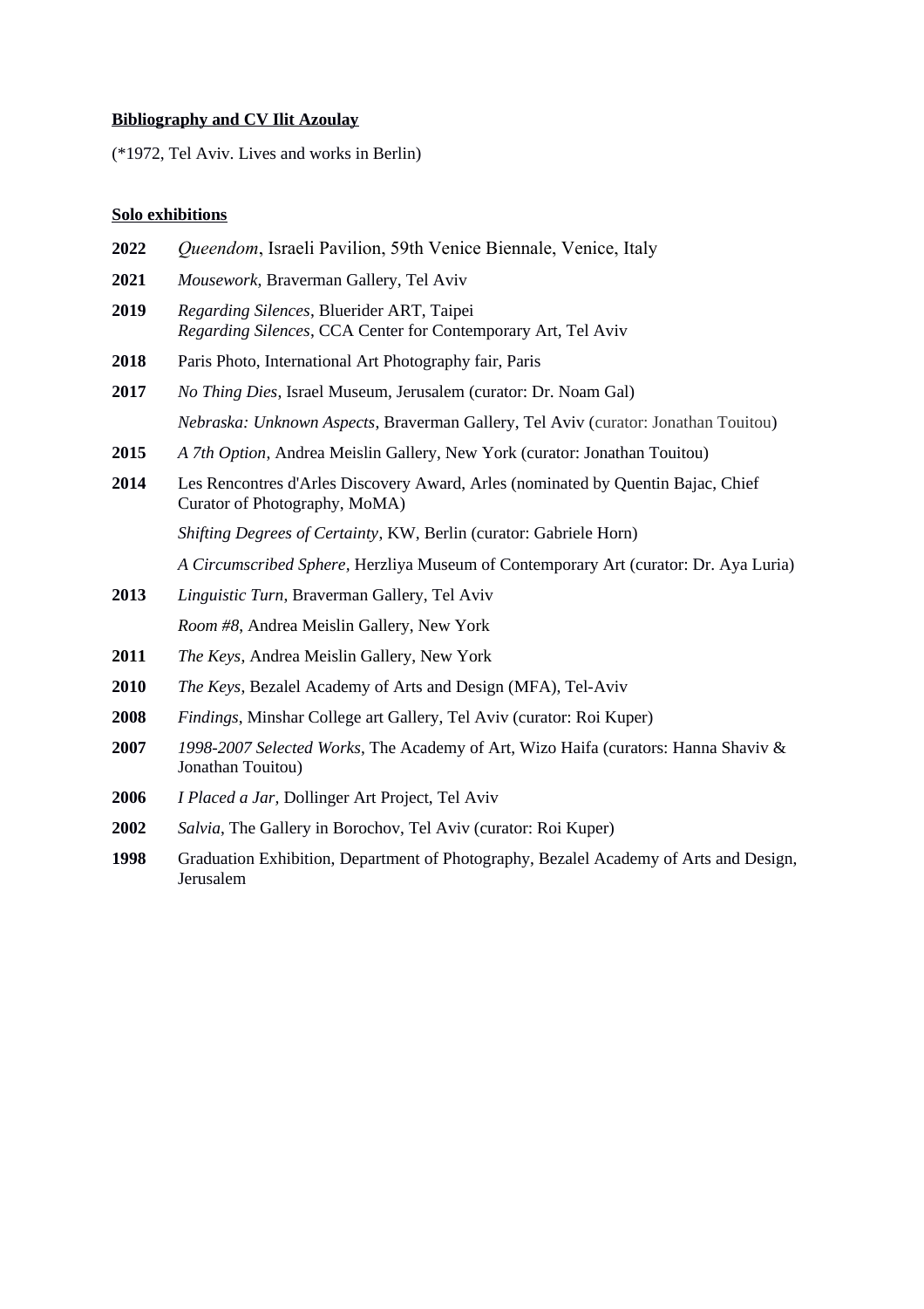**Bibliography and CV Ilit Azoulay**

(*1972, Tel Aviv. Lives and works in Berlin)

**Solo exhibitions**

**2022** *Queendom*, Israeli Pavilion, 59th Venice Biennale, Venice, Italy

**2021** *Mousework*, Braverman Gallery, Tel Aviv

**2019** *Regarding Silences*, Bluerider ART, Taipei
*Regarding Silences*, CCA Center for Contemporary Art, Tel Aviv

**2018** Paris Photo, International Art Photography fair, Paris

**2017** *No Thing Dies*, Israel Museum, Jerusalem (curator: Dr. Noam Gal)

*Nebraska: Unknown Aspects*, Braverman Gallery, Tel Aviv (curator: Jonathan Touitou)

**2015** *A 7th Option*, Andrea Meislin Gallery, New York (curator: Jonathan Touitou)

**2014** Les Rencontres d'Arles Discovery Award, Arles (nominated by Quentin Bajac, Chief Curator of Photography, MoMA)

*Shifting Degrees of Certainty*, KW, Berlin (curator: Gabriele Horn)

*A Circumscribed Sphere*, Herzliya Museum of Contemporary Art (curator: Dr. Aya Luria)

**2013** *Linguistic Turn*, Braverman Gallery, Tel Aviv

*Room #8*, Andrea Meislin Gallery, New York

**2011** *The Keys*, Andrea Meislin Gallery, New York

**2010** *The Keys*, Bezalel Academy of Arts and Design (MFA), Tel-Aviv

**2008** *Findings*, Minshar College art Gallery, Tel Aviv (curator: Roi Kuper)

**2007** *1998-2007 Selected Works*, The Academy of Art, Wizo Haifa (curators: Hanna Shaviv & Jonathan Touitou)

**2006** *I Placed a Jar*, Dollinger Art Project, Tel Aviv

**2002** *Salvia*, The Gallery in Borochov, Tel Aviv (curator: Roi Kuper)

**1998** Graduation Exhibition, Department of Photography, Bezalel Academy of Arts and Design, Jerusalem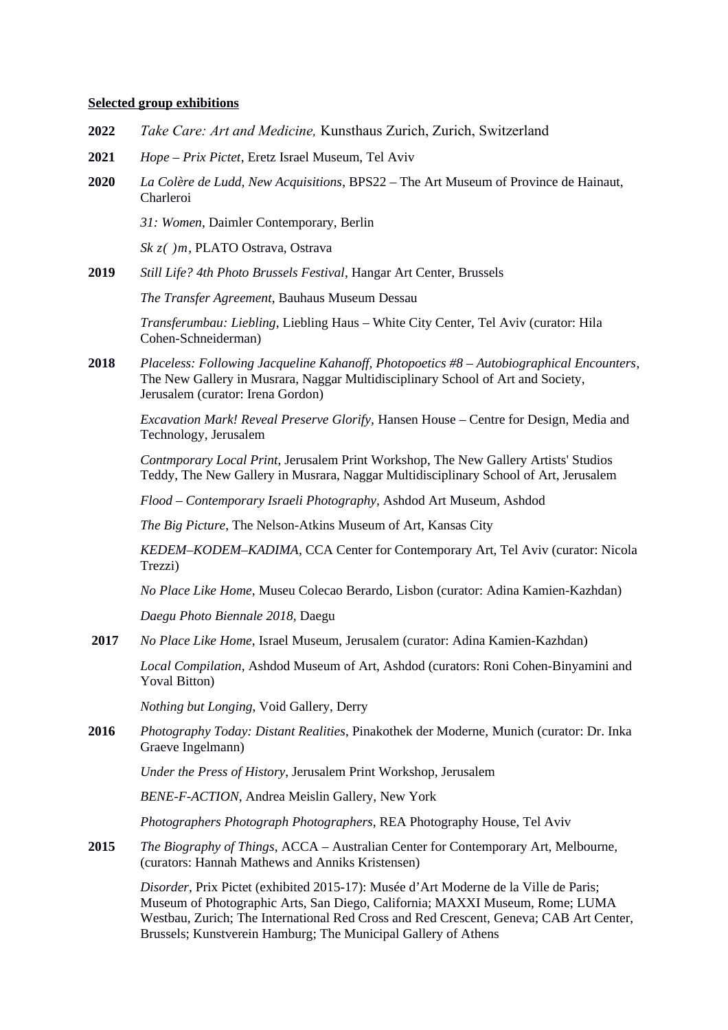**Selected group exhibitions**

**2022** *Take Care: Art and Medicine,* Kunsthaus Zurich, Zurich, Switzerland

**2021** *Hope – Prix Pictet*, Eretz Israel Museum, Tel Aviv

**2020** *La Colère de Ludd, New Acquisitions*, BPS22 – The Art Museum of Province de Hainaut, Charleroi

*31: Women*, Daimler Contemporary, Berlin

*Sk z( )m*, PLATO Ostrava, Ostrava

**2019** *Still Life? 4th Photo Brussels Festival*, Hangar Art Center, Brussels

*The Transfer Agreement*, Bauhaus Museum Dessau

*Transferumbau: Liebling*, Liebling Haus – White City Center, Tel Aviv (curator: Hila Cohen-Schneiderman)

**2018** *Placeless: Following Jacqueline Kahanoff, Photopoetics #8 – Autobiographical Encounters*, The New Gallery in Musrara, Naggar Multidisciplinary School of Art and Society, Jerusalem (curator: Irena Gordon)

*Excavation Mark! Reveal Preserve Glorify,* Hansen House – Centre for Design, Media and Technology, Jerusalem

*Contmporary Local Print*, Jerusalem Print Workshop, The New Gallery Artists' Studios Teddy, The New Gallery in Musrara, Naggar Multidisciplinary School of Art, Jerusalem

*Flood – Contemporary Israeli Photography*, Ashdod Art Museum, Ashdod

*The Big Picture*, The Nelson-Atkins Museum of Art, Kansas City

*KEDEM–KODEM–KADIMA*, CCA Center for Contemporary Art, Tel Aviv (curator: Nicola Trezzi)

*No Place Like Home*, Museu Colecao Berardo, Lisbon (curator: Adina Kamien-Kazhdan)

*Daegu Photo Biennale 2018*, Daegu

**2017** *No Place Like Home*, Israel Museum, Jerusalem (curator: Adina Kamien-Kazhdan)

*Local Compilation*, Ashdod Museum of Art, Ashdod (curators: Roni Cohen-Binyamini and Yoval Bitton)

*Nothing but Longing*, Void Gallery, Derry

**2016** *Photography Today: Distant Realities*, Pinakothek der Moderne, Munich (curator: Dr. Inka Graeve Ingelmann)

*Under the Press of History*, Jerusalem Print Workshop, Jerusalem

*BENE-F-ACTION*, Andrea Meislin Gallery, New York

*Photographers Photograph Photographers*, REA Photography House, Tel Aviv

**2015** *The Biography of Things*, ACCA – Australian Center for Contemporary Art, Melbourne, (curators: Hannah Mathews and Anniks Kristensen)

*Disorder*, Prix Pictet (exhibited 2015-17): Musée d'Art Moderne de la Ville de Paris; Museum of Photographic Arts, San Diego, California; MAXXI Museum, Rome; LUMA Westbau, Zurich; The International Red Cross and Red Crescent, Geneva; CAB Art Center, Brussels; Kunstverein Hamburg; The Municipal Gallery of Athens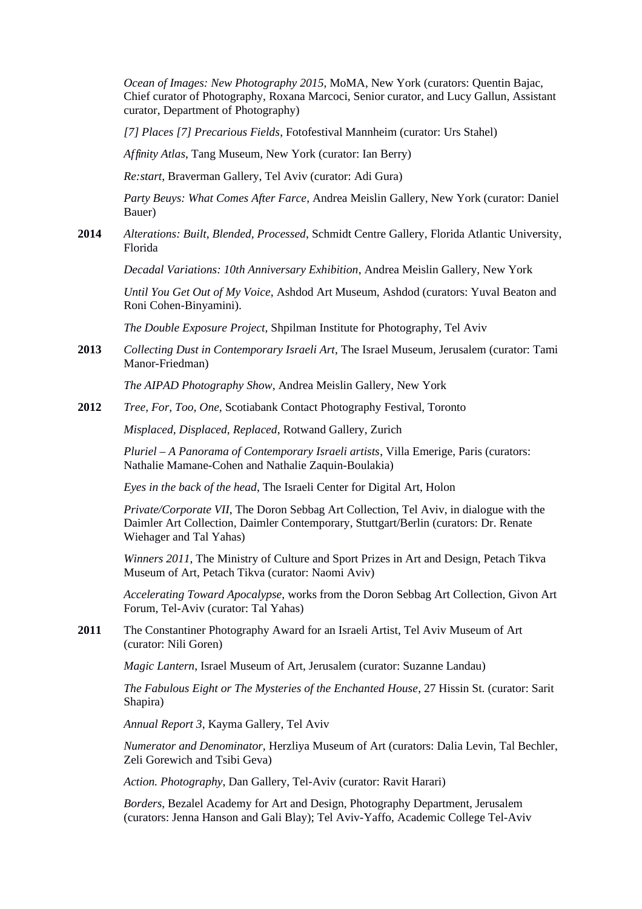*Ocean of Images: New Photography 2015*, MoMA, New York (curators: Quentin Bajac, Chief curator of Photography, Roxana Marcoci, Senior curator, and Lucy Gallun, Assistant curator, Department of Photography)

*[7] Places [7] Precarious Fields*, Fotofestival Mannheim (curator: Urs Stahel)

*Affinity Atlas*, Tang Museum, New York (curator: Ian Berry)

*Re:start*, Braverman Gallery, Tel Aviv (curator: Adi Gura)

*Party Beuys: What Comes After Farce*, Andrea Meislin Gallery, New York (curator: Daniel Bauer)

**2014** *Alterations: Built, Blended, Processed*, Schmidt Centre Gallery, Florida Atlantic University, Florida

*Decadal Variations: 10th Anniversary Exhibition*, Andrea Meislin Gallery, New York

*Until You Get Out of My Voice*, Ashdod Art Museum, Ashdod (curators: Yuval Beaton and Roni Cohen-Binyamini).

*The Double Exposure Project*, Shpilman Institute for Photography, Tel Aviv

**2013** *Collecting Dust in Contemporary Israeli Art*, The Israel Museum, Jerusalem (curator: Tami Manor-Friedman)

*The AIPAD Photography Show*, Andrea Meislin Gallery, New York

**2012** *Tree, For, Too, One*, Scotiabank Contact Photography Festival, Toronto

*Misplaced, Displaced, Replaced*, Rotwand Gallery, Zurich

*Pluriel – A Panorama of Contemporary Israeli artists*, Villa Emerige, Paris (curators: Nathalie Mamane-Cohen and Nathalie Zaquin-Boulakia)

*Eyes in the back of the head*, The Israeli Center for Digital Art, Holon

*Private/Corporate VII*, The Doron Sebbag Art Collection, Tel Aviv, in dialogue with the Daimler Art Collection, Daimler Contemporary, Stuttgart/Berlin (curators: Dr. Renate Wiehager and Tal Yahas)

*Winners 2011*, The Ministry of Culture and Sport Prizes in Art and Design, Petach Tikva Museum of Art, Petach Tikva (curator: Naomi Aviv)

*Accelerating Toward Apocalypse*, works from the Doron Sebbag Art Collection, Givon Art Forum, Tel-Aviv (curator: Tal Yahas)

**2011** The Constantiner Photography Award for an Israeli Artist, Tel Aviv Museum of Art (curator: Nili Goren)

*Magic Lantern*, Israel Museum of Art, Jerusalem (curator: Suzanne Landau)

*The Fabulous Eight or The Mysteries of the Enchanted House*, 27 Hissin St. (curator: Sarit Shapira)

*Annual Report 3*, Kayma Gallery, Tel Aviv

*Numerator and Denominator*, Herzliya Museum of Art (curators: Dalia Levin, Tal Bechler, Zeli Gorewich and Tsibi Geva)

*Action. Photography*, Dan Gallery, Tel-Aviv (curator: Ravit Harari)

*Borders*, Bezalel Academy for Art and Design, Photography Department, Jerusalem (curators: Jenna Hanson and Gali Blay); Tel Aviv-Yaffo, Academic College Tel-Aviv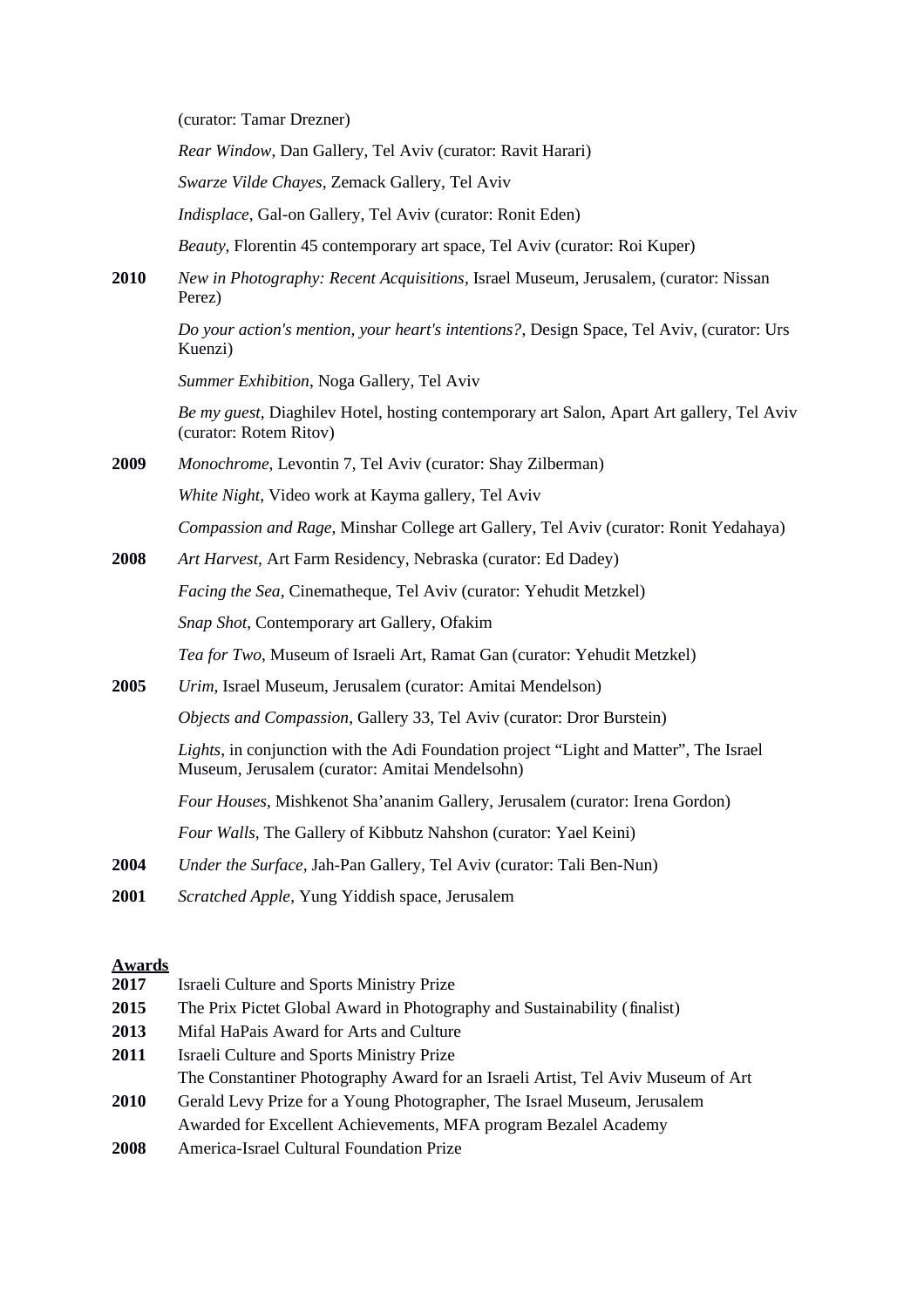(curator: Tamar Drezner)

*Rear Window*, Dan Gallery, Tel Aviv (curator: Ravit Harari)

*Swarze Vilde Chayes*, Zemack Gallery, Tel Aviv

*Indisplace*, Gal-on Gallery, Tel Aviv (curator: Ronit Eden)

*Beauty*, Florentin 45 contemporary art space, Tel Aviv (curator: Roi Kuper)

**2010** *New in Photography: Recent Acquisitions*, Israel Museum, Jerusalem, (curator: Nissan Perez)

*Do your action's mention, your heart's intentions?*, Design Space, Tel Aviv, (curator: Urs Kuenzi)

*Summer Exhibition*, Noga Gallery, Tel Aviv

*Be my guest*, Diaghilev Hotel, hosting contemporary art Salon, Apart Art gallery, Tel Aviv (curator: Rotem Ritov)

**2009** *Monochrome*, Levontin 7, Tel Aviv (curator: Shay Zilberman)

*White Night*, Video work at Kayma gallery, Tel Aviv

*Compassion and Rage*, Minshar College art Gallery, Tel Aviv (curator: Ronit Yedahaya)

**2008** *Art Harvest*, Art Farm Residency, Nebraska (curator: Ed Dadey)

*Facing the Sea*, Cinematheque, Tel Aviv (curator: Yehudit Metzkel)

*Snap Shot*, Contemporary art Gallery, Ofakim

*Tea for Two*, Museum of Israeli Art, Ramat Gan (curator: Yehudit Metzkel)

**2005** *Urim*, Israel Museum, Jerusalem (curator: Amitai Mendelson)

*Objects and Compassion*, Gallery 33, Tel Aviv (curator: Dror Burstein)

*Lights*, in conjunction with the Adi Foundation project “Light and Matter”, The Israel Museum, Jerusalem (curator: Amitai Mendelsohn)

*Four Houses*, Mishkenot Sha’ananim Gallery, Jerusalem (curator: Irena Gordon)

*Four Walls*, The Gallery of Kibbutz Nahshon (curator: Yael Keini)

**2004** *Under the Surface*, Jah-Pan Gallery, Tel Aviv (curator: Tali Ben-Nun)

**2001** *Scratched Apple*, Yung Yiddish space, Jerusalem

## Awards

**2017** Israeli Culture and Sports Ministry Prize

**2015** The Prix Pictet Global Award in Photography and Sustainability (finalist)

**2013** Mifal HaPais Award for Arts and Culture

**2011** Israeli Culture and Sports Ministry Prize

The Constantiner Photography Award for an Israeli Artist, Tel Aviv Museum of Art

**2010** Gerald Levy Prize for a Young Photographer, The Israel Museum, Jerusalem

Awarded for Excellent Achievements, MFA program Bezalel Academy

**2008** America-Israel Cultural Foundation Prize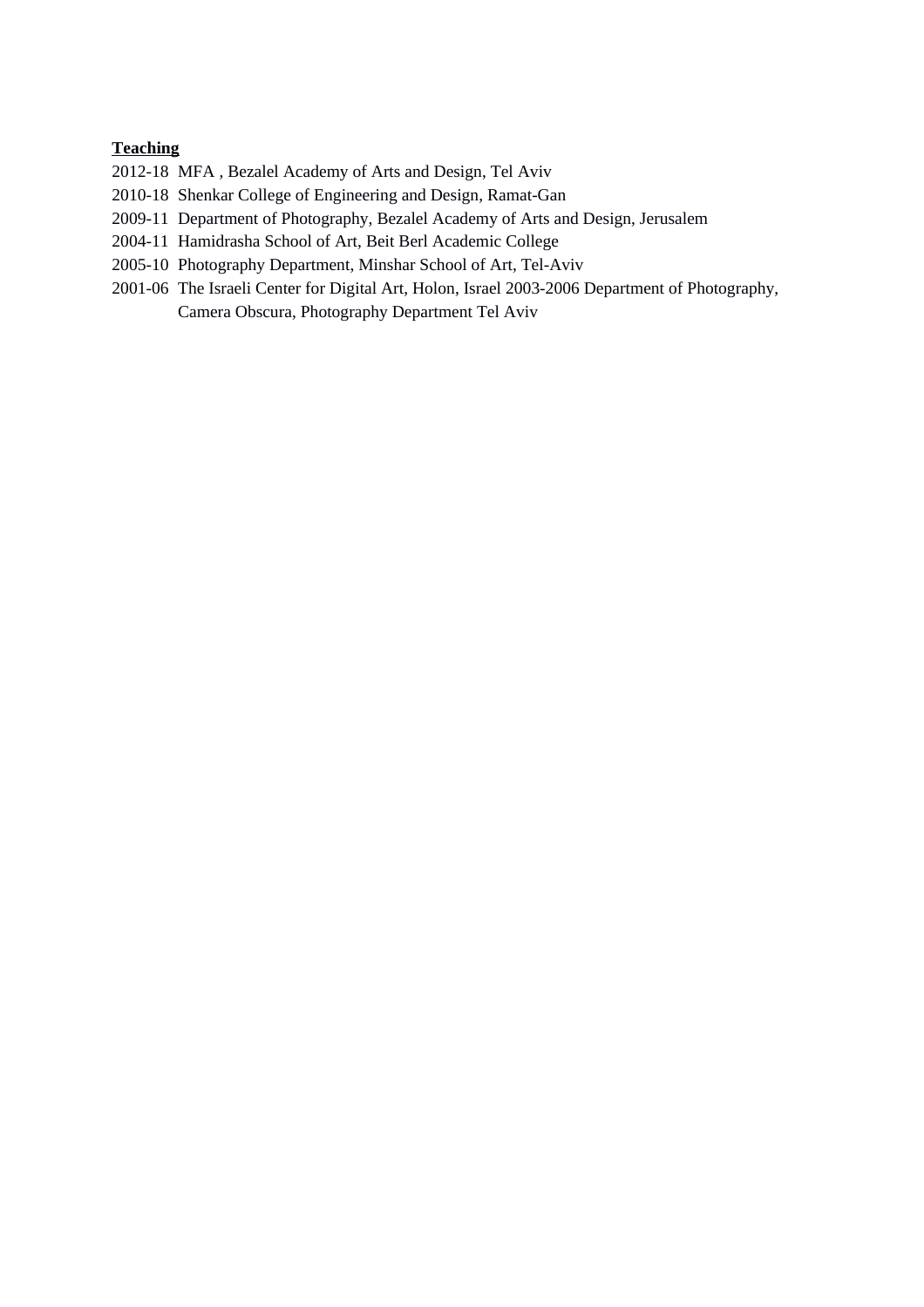**Teaching**

2012-18 MFA , Bezalel Academy of Arts and Design, Tel Aviv

2010-18 Shenkar College of Engineering and Design, Ramat-Gan

2009-11 Department of Photography, Bezalel Academy of Arts and Design, Jerusalem

2004-11 Hamidrasha School of Art, Beit Berl Academic College

2005-10 Photography Department, Minshar School of Art, Tel-Aviv

2001-06 The Israeli Center for Digital Art, Holon, Israel 2003-2006 Department of Photography, Camera Obscura, Photography Department Tel Aviv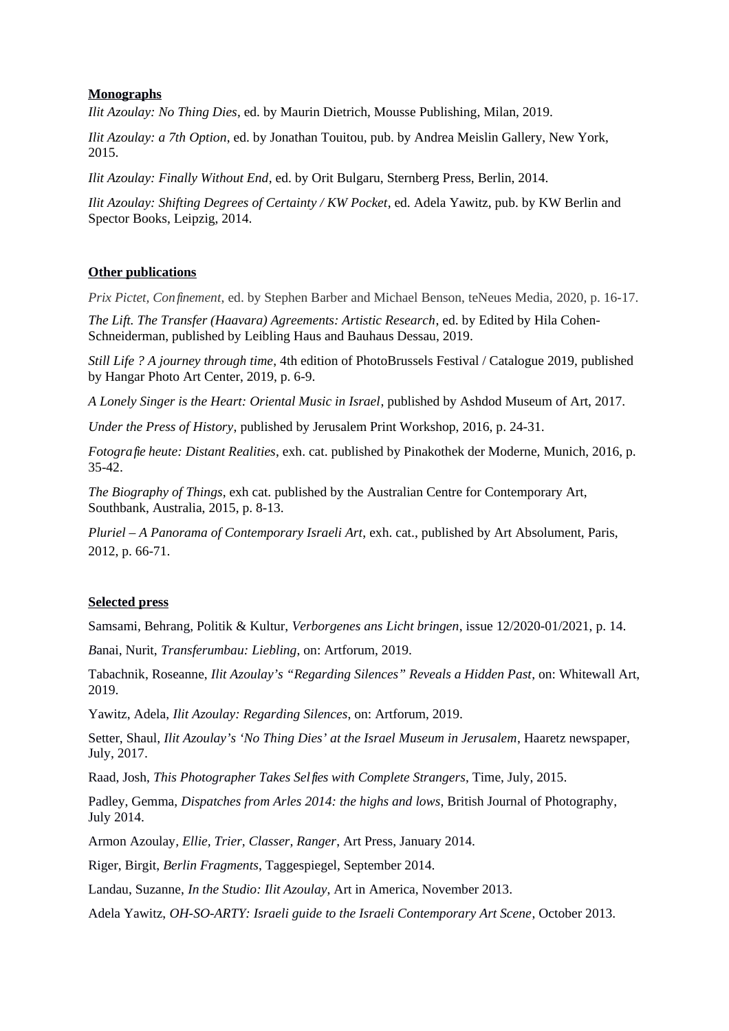**Monographs**

*Ilit Azoulay: No Thing Dies*, ed. by Maurin Dietrich, Mousse Publishing, Milan, 2019.

*Ilit Azoulay: a 7th Option*, ed. by Jonathan Touitou, pub. by Andrea Meislin Gallery, New York, 2015.

*Ilit Azoulay: Finally Without End*, ed. by Orit Bulgaru, Sternberg Press, Berlin, 2014.

*Ilit Azoulay: Shifting Degrees of Certainty / KW Pocket*, ed. Adela Yawitz, pub. by KW Berlin and Spector Books, Leipzig, 2014.

**Other publications**

*Prix Pictet, Confinement*, ed. by Stephen Barber and Michael Benson, teNeues Media, 2020, p. 16-17.

*The Lift. The Transfer (Haavara) Agreements: Artistic Research*, ed. by Edited by Hila Cohen-Schneiderman, published by Leibling Haus and Bauhaus Dessau, 2019.

*Still Life ? A journey through time*, 4th edition of PhotoBrussels Festival / Catalogue 2019, published by Hangar Photo Art Center, 2019, p. 6-9.

*A Lonely Singer is the Heart: Oriental Music in Israel*, published by Ashdod Museum of Art, 2017.

*Under the Press of History*, published by Jerusalem Print Workshop, 2016, p. 24-31.

*Fotografie heute: Distant Realities*, exh. cat. published by Pinakothek der Moderne, Munich, 2016, p. 35-42.

*The Biography of Things*, exh cat. published by the Australian Centre for Contemporary Art, Southbank, Australia, 2015, p. 8-13.

*Pluriel – A Panorama of Contemporary Israeli Art*, exh. cat., published by Art Absolument, Paris, 2012, p. 66-71.

**Selected press**

Samsami, Behrang, Politik & Kultur, *Verborgenes ans Licht bringen*, issue 12/2020-01/2021, p. 14.

*B*anai, Nurit, *Transferumbau: Liebling*, on: Artforum, 2019.

Tabachnik, Roseanne, *Ilit Azoulay's "Regarding Silences" Reveals a Hidden Past*, on: Whitewall Art, 2019.

Yawitz, Adela, *Ilit Azoulay: Regarding Silences*, on: Artforum, 2019.

Setter, Shaul, *Ilit Azoulay's 'No Thing Dies' at the Israel Museum in Jerusalem*, Haaretz newspaper, July, 2017.

Raad, Josh, *This Photographer Takes Selfies with Complete Strangers*, Time, July, 2015.

Padley, Gemma, *Dispatches from Arles 2014: the highs and lows*, British Journal of Photography, July 2014.

Armon Azoulay, *Ellie, Trier, Classer, Ranger*, Art Press, January 2014.

Riger, Birgit, *Berlin Fragments*, Taggespiegel, September 2014.

Landau, Suzanne, *In the Studio: Ilit Azoulay*, Art in America, November 2013.

Adela Yawitz, *OH-SO-ARTY: Israeli guide to the Israeli Contemporary Art Scene*, October 2013.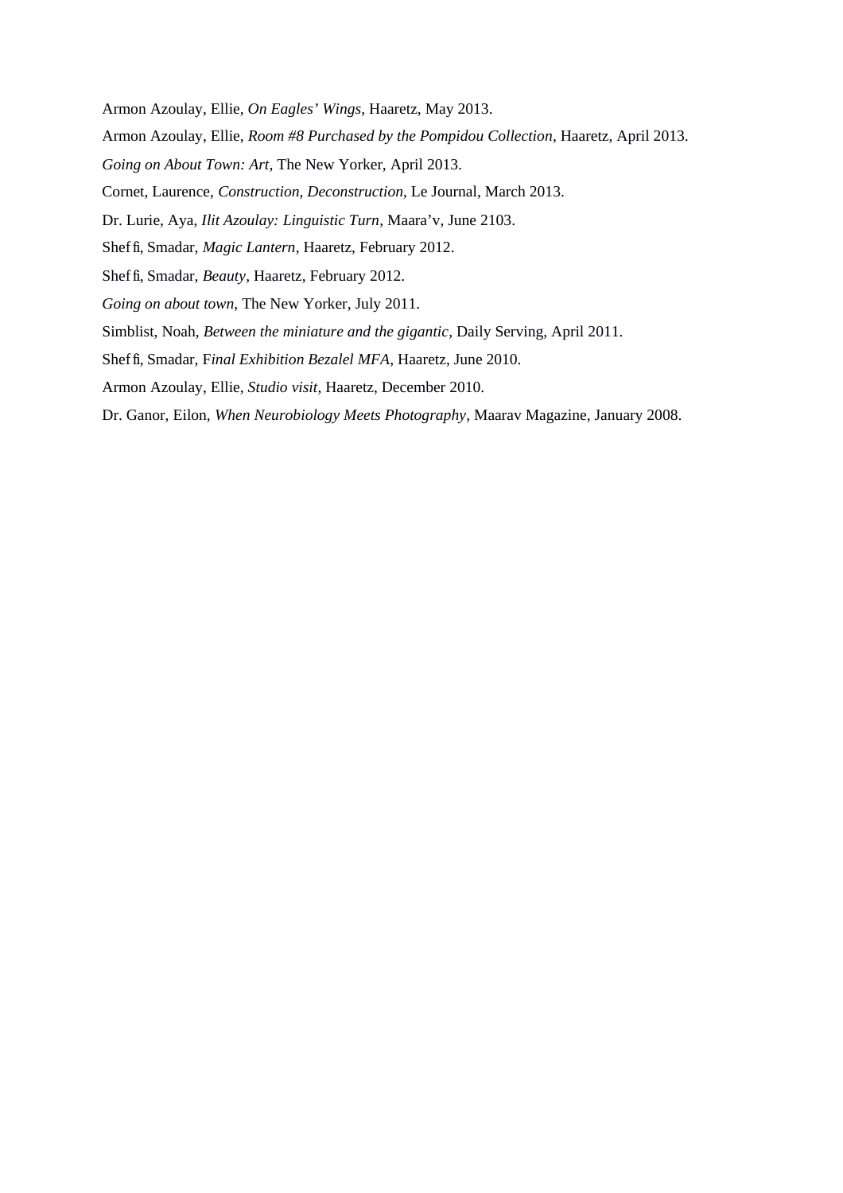Armon Azoulay, Ellie, *On Eagles' Wings*, Haaretz, May 2013.

Armon Azoulay, Ellie, *Room #8 Purchased by the Pompidou Collection*, Haaretz, April 2013.

*Going on About Town: Art*, The New Yorker, April 2013.

Cornet, Laurence, *Construction, Deconstruction*, Le Journal, March 2013.

Dr. Lurie, Aya, *Ilit Azoulay: Linguistic Turn*, Maara'v, June 2103.

Sheffi, Smadar, *Magic Lantern*, Haaretz, February 2012.

Sheffi, Smadar, *Beauty*, Haaretz, February 2012.

*Going on about town*, The New Yorker, July 2011.

Simblist, Noah, *Between the miniature and the gigantic*, Daily Serving, April 2011.

Sheffi, Smadar, F*inal Exhibition Bezalel MFA*, Haaretz, June 2010.

Armon Azoulay, Ellie, *Studio visit*, Haaretz, December 2010.

Dr. Ganor, Eilon, *When Neurobiology Meets Photography*, Maarav Magazine, January 2008.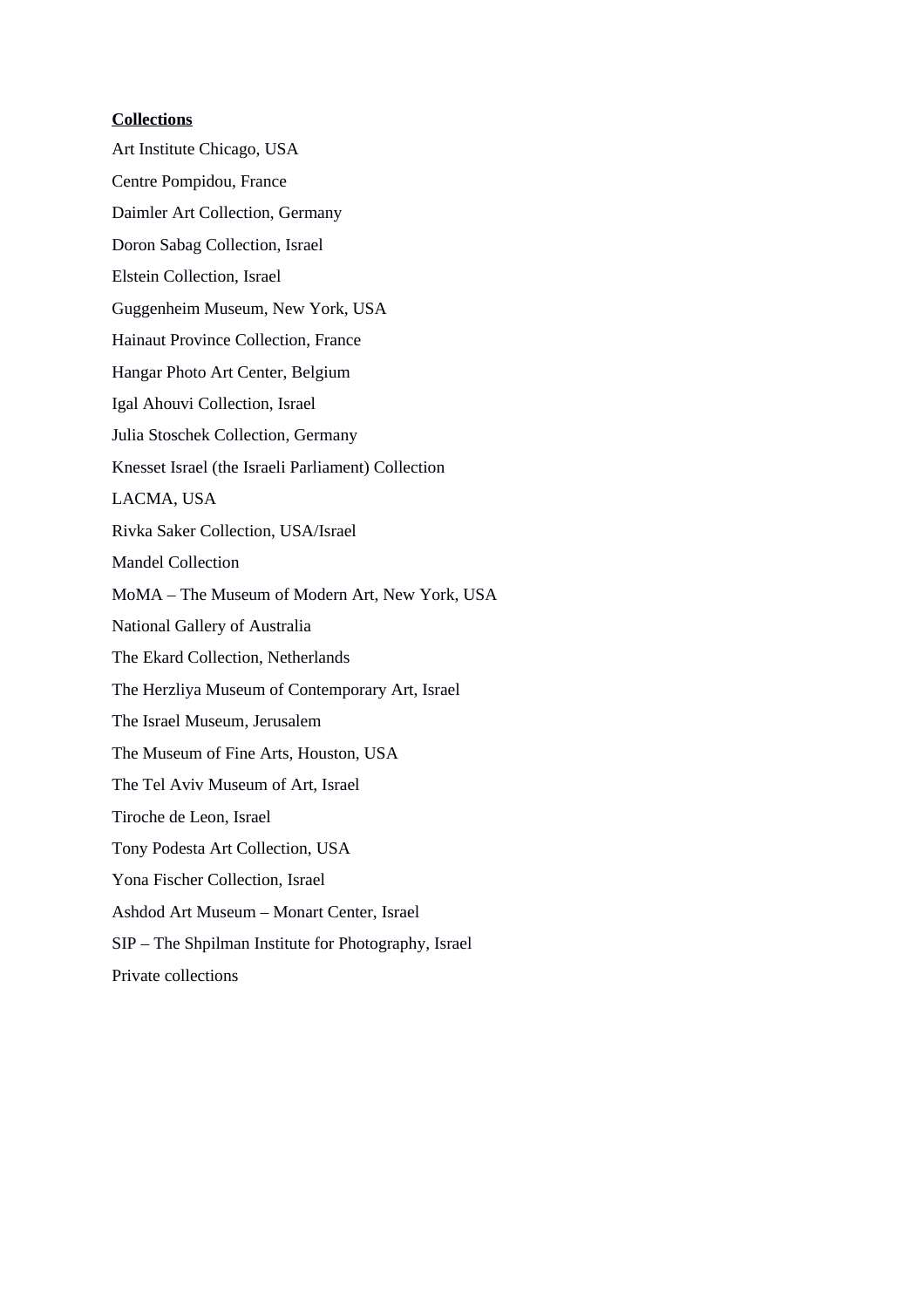**Collections**

Art Institute Chicago, USA

Centre Pompidou, France

Daimler Art Collection, Germany

Doron Sabag Collection, Israel

Elstein Collection, Israel

Guggenheim Museum, New York, USA

Hainaut Province Collection, France

Hangar Photo Art Center, Belgium

Igal Ahouvi Collection, Israel

Julia Stoschek Collection, Germany

Knesset Israel (the Israeli Parliament) Collection

LACMA, USA

Rivka Saker Collection, USA/Israel

Mandel Collection

MoMA – The Museum of Modern Art, New York, USA

National Gallery of Australia

The Ekard Collection, Netherlands

The Herzliya Museum of Contemporary Art, Israel

The Israel Museum, Jerusalem

The Museum of Fine Arts, Houston, USA

The Tel Aviv Museum of Art, Israel

Tiroche de Leon, Israel

Tony Podesta Art Collection, USA

Yona Fischer Collection, Israel

Ashdod Art Museum – Monart Center, Israel

SIP – The Shpilman Institute for Photography, Israel

Private collections